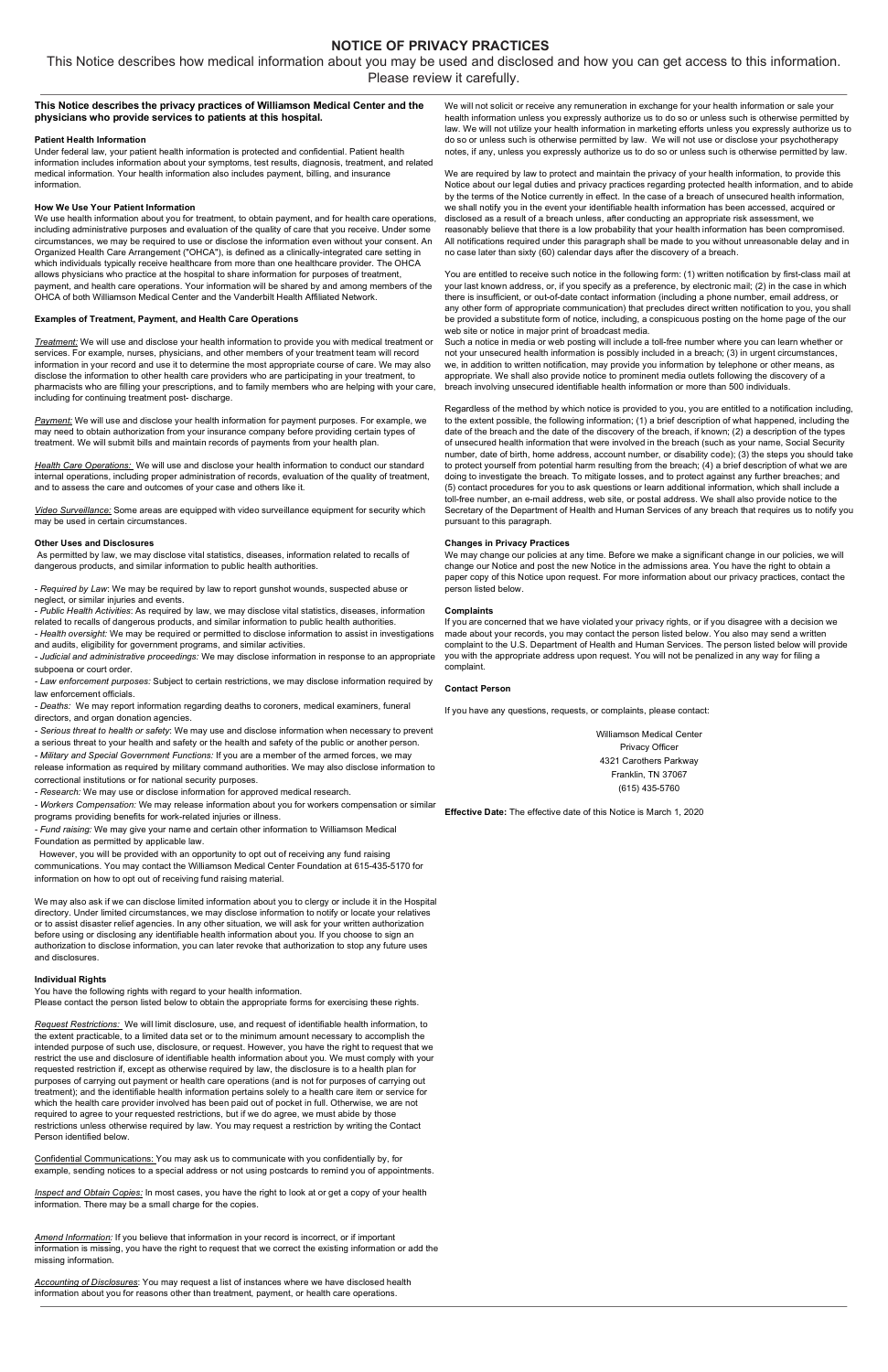# NOTICE OF PRIVACY PRACTICES

This Notice describes how medical information about you may be used and disclosed and how you can get access to this information. Please review it carefully.

**This Notice describes the privacy practices of Williamson Medical Center and the physicians who provide services to patients at this hospital.**

**Patient Health Information**

Under federal law, your patient health information is protected and confidential. Patient health information includes information about your symptoms, test results, diagnosis, treatment, and related medical information. Your health information also includes payment, billing, and insurance information.

**How We Use Your Patient Information**

We use health information about you for treatment, to obtain payment, and for health care operations, including administrative purposes and evaluation of the quality of care that you receive. Under some circumstances, we may be required to use or disclose the information even without your consent. An Organized Health Care Arrangement ("OHCA"), is defined as a clinically-integrated care setting in which individuals typically receive healthcare from more than one healthcare provider. The OHCA allows physicians who practice at the hospital to share information for purposes of treatment, payment, and health care operations. Your information will be shared by and among members of the OHCA of both Williamson Medical Center and the Vanderbilt Health Affiliated Network.

**Examples of Treatment, Payment, and Health Care Operations**

*Treatment:* We will use and disclose your health information to provide you with medical treatment or services. For example, nurses, physicians, and other members of your treatment team will record information in your record and use it to determine the most appropriate course of care. We may also disclose the information to other health care providers who are participating in your treatment, to pharmacists who are filling your prescriptions, and to family members who are helping with your care, including for continuing treatment post- discharge.

*Payment:* We will use and disclose your health information for payment purposes. For example, we may need to obtain authorization from your insurance company before providing certain types of treatment. We will submit bills and maintain records of payments from your health plan.

*Health Care Operations:* We will use and disclose your health information to conduct our standard internal operations, including proper administration of records, evaluation of the quality of treatment, and to assess the care and outcomes of your case and others like it.

*Video Surveillance:* Some areas are equipped with video surveillance equipment for security which may be used in certain circumstances.

**Other Uses and Disclosures**

As permitted by law, we may disclose vital statistics, diseases, information related to recalls of dangerous products, and similar information to public health authorities.

- *Required by Law*: We may be required by law to report gunshot wounds, suspected abuse or neglect, or similar injuries and events.
- *Public Health Activities*: As required by law, we may disclose vital statistics, diseases, information related to recalls of dangerous products, and similar information to public health authorities.
- *Health oversight:* We may be required or permitted to disclose information to assist in investigations and audits, eligibility for government programs, and similar activities.
- *Judicial and administrative proceedings:* We may disclose information in response to an appropriate subpoena or court order.
- *Law enforcement purposes:* Subject to certain restrictions, we may disclose information required by law enforcement officials.
- *Deaths:* We may report information regarding deaths to coroners, medical examiners, funeral directors, and organ donation agencies.
- *Serious threat to health or safety*: We may use and disclose information when necessary to prevent a serious threat to your health and safety or the health and safety of the public or another person.
- *Military and Special Government Functions:* If you are a member of the armed forces, we may release information as required by military command authorities. We may also disclose information to correctional institutions or for national security purposes.
- *Research:* We may use or disclose information for approved medical research.
- *Workers Compensation:* We may release information about you for workers compensation or similar programs providing benefits for work-related injuries or illness.
- *Fund raising:* We may give your name and certain other information to Williamson Medical Foundation as permitted by applicable law.

However, you will be provided with an opportunity to opt out of receiving any fund raising communications. You may contact the Williamson Medical Center Foundation at 615-435-5170 for information on how to opt out of receiving fund raising material.

We may also ask if we can disclose limited information about you to clergy or include it in the Hospital directory. Under limited circumstances, we may disclose information to notify or locate your relatives or to assist disaster relief agencies. In any other situation, we will ask for your written authorization before using or disclosing any identifiable health information about you. If you choose to sign an authorization to disclose information, you can later revoke that authorization to stop any future uses and disclosures.

**Individual Rights**

You have the following rights with regard to your health information.
Please contact the person listed below to obtain the appropriate forms for exercising these rights.

*Request Restrictions:* We will limit disclosure, use, and request of identifiable health information, to the extent practicable, to a limited data set or to the minimum amount necessary to accomplish the intended purpose of such use, disclosure, or request. However, you have the right to request that we restrict the use and disclosure of identifiable health information about you. We must comply with your requested restriction if, except as otherwise required by law, the disclosure is to a health plan for purposes of carrying out payment or health care operations (and is not for purposes of carrying out treatment); and the identifiable health information pertains solely to a health care item or service for which the health care provider involved has been paid out of pocket in full. Otherwise, we are not required to agree to your requested restrictions, but if we do agree, we must abide by those restrictions unless otherwise required by law. You may request a restriction by writing the Contact Person identified below.

Confidential Communications: You may ask us to communicate with you confidentially by, for example, sending notices to a special address or not using postcards to remind you of appointments.

*Inspect and Obtain Copies:* In most cases, you have the right to look at or get a copy of your health information. There may be a small charge for the copies.

*Amend Information:* If you believe that information in your record is incorrect, or if important information is missing, you have the right to request that we correct the existing information or add the missing information.

*Accounting of Disclosures:* You may request a list of instances where we have disclosed health information about you for reasons other than treatment, payment, or health care operations.

We will not solicit or receive any remuneration in exchange for your health information or sale your health information unless you expressly authorize us to do so or unless such is otherwise permitted by law. We will not utilize your health information in marketing efforts unless you expressly authorize us to do so or unless such is otherwise permitted by law. We will not use or disclose your psychotherapy notes, if any, unless you expressly authorize us to do so or unless such is otherwise permitted by law.

We are required by law to protect and maintain the privacy of your health information, to provide this Notice about our legal duties and privacy practices regarding protected health information, and to abide by the terms of the Notice currently in effect. In the case of a breach of unsecured health information, we shall notify you in the event your identifiable health information has been accessed, acquired or disclosed as a result of a breach unless, after conducting an appropriate risk assessment, we reasonably believe that there is a low probability that your health information has been compromised. All notifications required under this paragraph shall be made to you without unreasonable delay and in no case later than sixty (60) calendar days after the discovery of a breach.

You are entitled to receive such notice in the following form: (1) written notification by first-class mail at your last known address, or, if you specify as a preference, by electronic mail; (2) in the case in which there is insufficient, or out-of-date contact information (including a phone number, email address, or any other form of appropriate communication) that precludes direct written notification to you, you shall be provided a substitute form of notice, including, a conspicuous posting on the home page of the our web site or notice in major print of broadcast media.
Such a notice in media or web posting will include a toll-free number where you can learn whether or not your unsecured health information is possibly included in a breach; (3) in urgent circumstances, we, in addition to written notification, may provide you information by telephone or other means, as appropriate. We shall also provide notice to prominent media outlets following the discovery of a breach involving unsecured identifiable health information or more than 500 individuals.

Regardless of the method by which notice is provided to you, you are entitled to a notification including, to the extent possible, the following information; (1) a brief description of what happened, including the date of the breach and the date of the discovery of the breach, if known; (2) a description of the types of unsecured health information that were involved in the breach (such as your name, Social Security number, date of birth, home address, account number, or disability code); (3) the steps you should take to protect yourself from potential harm resulting from the breach; (4) a brief description of what we are doing to investigate the breach. To mitigate losses, and to protect against any further breaches; and (5) contact procedures for you to ask questions or learn additional information, which shall include a toll-free number, an e-mail address, web site, or postal address. We shall also provide notice to the Secretary of the Department of Health and Human Services of any breach that requires us to notify you pursuant to this paragraph.

**Changes in Privacy Practices**

We may change our policies at any time. Before we make a significant change in our policies, we will change our Notice and post the new Notice in the admissions area. You have the right to obtain a paper copy of this Notice upon request. For more information about our privacy practices, contact the person listed below.

**Complaints**

If you are concerned that we have violated your privacy rights, or if you disagree with a decision we made about your records, you may contact the person listed below. You also may send a written complaint to the U.S. Department of Health and Human Services. The person listed below will provide you with the appropriate address upon request. You will not be penalized in any way for filing a complaint.

**Contact Person**

If you have any questions, requests, or complaints, please contact:

Williamson Medical Center
Privacy Officer
4321 Carothers Parkway
Franklin, TN 37067
(615) 435-5760

**Effective Date:** The effective date of this Notice is March 1, 2020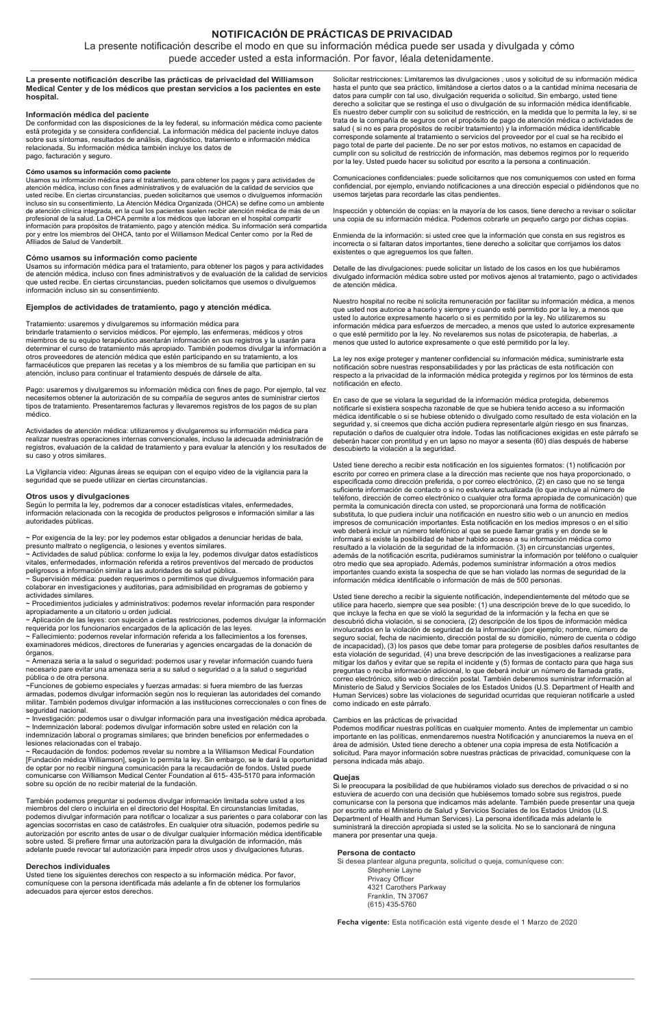# NOTIFICACIÓN DE PRÁCTICAS DE PRIVACIDAD

La presente notificación describe el modo en que su información médica puede ser usada y divulgada y cómo puede acceder usted a esta información. Por favor, léala detenidamente.

**La presente notificación describe las prácticas de privacidad del Williamson Medical Center y de los médicos que prestan servicios a los pacientes en este hospital.**

### Información médica del paciente

De conformidad con las disposiciones de la ley federal, su información médica como paciente está protegida y se considera confidencial. La información médica del paciente incluye datos sobre sus síntomas, resultados de análisis, diagnóstico, tratamiento e información médica relacionada. Su información médica también incluye los datos de pago, facturación y seguro.

#### Cómo usamos su información como paciente

Usamos su información médica para el tratamiento, para obtener los pagos y para actividades de atención médica, incluso con fines administrativos y de evaluación de la calidad de servicios que usted recibe. En ciertas circunstancias, pueden solicitarnos que usemos o divulguemos información incluso sin su consentimiento. La Atención Médica Organizada (OHCA) se define como un ambiente de atención clínica integrada, en la cual los pacientes suelen recibir atención médica de más de un profesional de la salud. La OHCA permite a los médicos que laboran en el hospital compartir información para propósitos de tratamiento, pago y atención médica. Su información será compartida por y entre los miembros del OHCA, tanto por el Williamson Medical Center como por la Red de Afiliados de Salud de Vanderbilt.

### Cómo usamos su información como paciente

Usamos su información médica para el tratamiento, para obtener los pagos y para actividades de atención médica, incluso con fines administrativos y de evaluación de la calidad de servicios que usted recibe. En ciertas circunstancias, pueden solicitarnos que usemos o divulguemos información incluso sin su consentimiento.

### Ejemplos de actividades de tratamiento, pago y atención médica.

Tratamiento: usaremos y divulgaremos su información médica para brindarle tratamiento o servicios médicos. Por ejemplo, las enfermeras, médicos y otros miembros de su equipo terapéutico asentarán información en sus registros y la usarán para determinar el curso de tratamiento más apropiado. También podemos divulgar la información a otros proveedores de atención médica que estén participando en su tratamiento, a los farmacéuticos que preparen las recetas y a los miembros de su familia que participan en su atención, incluso para continuar el tratamiento después de dársele de alta.

Pago: usaremos y divulgaremos su información médica con fines de pago. Por ejemplo, tal vez necesitemos obtener la autorización de su compañía de seguros antes de suministrar ciertos tipos de tratamiento. Presentaremos facturas y llevaremos registros de los pagos de su plan médico.

Actividades de atención médica: utilizaremos y divulgaremos su información médica para realizar nuestras operaciones internas convencionales, incluso la adecuada administración de registros, evaluación de la calidad de tratamiento y para evaluar la atención y los resultados de su caso y otros similares.

La Vigilancia video: Algunas áreas se equipan con el equipo video de la vigilancia para la seguridad que se puede utilizar en ciertas circunstancias.

### Otros usos y divulgaciones

Según lo permita la ley, podremos dar a conocer estadísticas vitales, enfermedades, información relacionada con la recogida de productos peligrosos e información similar a las autoridades públicas.

~ Por exigencia de la ley: por ley podemos estar obligados a denunciar heridas de bala, presunto maltrato o negligencia, o lesiones y eventos similares.
~ Actividades de salud pública: conforme lo exija la ley, podemos divulgar datos estadísticos vitales, enfermedades, información referida a retiros preventivos del mercado de productos peligrosos a información similar a las autoridades de salud pública.
~ Supervisión médica: pueden requerimos o permitimos que divulguemos información para colaborar en investigaciones y auditorias, para admisibilidad en programas de gobierno y actividades similares.
~ Procedimientos judiciales y administrativos: podemos revelar información para responder apropiadamente a un citatorio u orden judicial.
~ Aplicación de las leyes: con sujeción a ciertas restricciones, podemos divulgar la información requerida por los funcionarios encargados de la aplicación de las leyes.
~ Fallecimiento: podernos revelar información referida a los fallecimientos a los forenses, examinadores médicos, directores de funerarias y agencias encargadas de la donación de órganos.
~ Amenaza seria a la salud o seguridad: podemos usar y revelar información cuando fuera necesario pare evitar una amenaza seria a su salud o seguridad o a la salud o seguridad pública o de otra persona.
~Funciones de gobierno especiales y fuerzas armadas: si fuera miembro de las fuerzas armadas, podemos divulgar información según nos lo requieran las autoridades del comando militar. También podemos divulgar información a las instituciones correccionales o con fines de seguridad nacional.
~ Investigación: podemos usar o divulgar información para una investigación médica aprobada.
~ Indemnización laboral: podemos divulgar información sobre usted en relación con la indemnización laboral o programas similares; que brinden beneficios por enfermedades o lesiones relacionadas con el trabajo.
~ Recaudación de fondos: podemos revelar su nombre a la Williamson Medical Foundation [Fundación médica Williamson], según lo permita la ley. Sin embargo, se le dará la oportunidad de optar por no recibir ninguna comunicación para la recaudación de fondos. Usted puede comunicarse con Williamson Medical Center Foundation al 615- 435-5170 para información sobre su opción de no recibir material de la fundación.

También podemos preguntar si podemos divulgar información limitada sobre usted a los miembros del clero o incluirla en el directorio del Hospital. En circunstancias limitadas, podemos divulgar información para notificar o localizar a sus parientes o para colaborar con las agencias socorristas en caso de catástrofes. En cualquier otra situación, podemos pedirle su autorización por escrito antes de usar o de divulgar cualquier información médica identificable sobre usted. Si prefiere firmar una autorización para la divulgación de información, más adelante puede revocar tal autorización para impedir otros usos y divulgaciones futuras.

### Derechos individuales

Usted tiene los siguientes derechos con respecto a su información médica. Por favor, comuníquese con la persona identificada más adelante a fin de obtener los formularios adecuados para ejercer estos derechos.

Solicitar restricciones: Limitaremos las divulgaciones , usos y solicitud de su información médica hasta el punto que sea práctico, limitándose a ciertos datos o a la cantidad mínima necesaria de datos para cumplir con tal uso, divulgación requerida o solicitud. Sin embargo, usted tiene derecho a solicitar que se restinga el uso o divulgación de su información médica identificable. Es nuestro deber cumplir con su solicitud de restricción, en la medida que lo permita la ley, si se trata de la compañía de seguros con el propósito de pago de atención médica o actividades de salud ( si no es para propósitos de recibir tratamiento) y la información médica identificable corresponde solamente al tratamiento o servicios del proveedor por el cual se ha recibido el pago total de parte del paciente. De no ser por estos motivos, no estamos en capacidad de cumplir con su solicitud de restricción de información, mas debemos regirnos por lo requerido por la ley. Usted puede hacer su solicitud por escrito a la persona a continuación.

Comunicaciones confidenciales: puede solicitarnos que nos comuniquemos con usted en forma confidencial, por ejemplo, enviando notificaciones a una dirección especial o pidiéndonos que no usemos tarjetas para recordarle las citas pendientes.

Inspección y obtención de copias: en la mayoría de los casos, tiene derecho a revisar o solicitar una copia de su información médica. Podemos cobrarle un pequeño cargo por dichas copias.

Enmienda de la información: si usted cree que la información que consta en sus registros es incorrecta o si faltaran datos importantes, tiene derecho a solicitar que corrijamos los datos existentes o que agreguemos los que falten.

Detalle de las divulgaciones: puede solicitar un listado de los casos en los que hubiéramos divulgado información médica sobre usted por motivos ajenos al tratamiento, pago o actividades de atención médica.

Nuestro hospital no recibe ni solicita remuneración por facilitar su información médica, a menos que usted nos autorice a hacerlo y siempre y cuando esté permitido por la ley, a menos que usted lo autorice expresamente hacerlo o si es permitido por la ley. No utilizaremos su información médica para esfuerzos de mercadeo, a menos que usted lo autorice expresamente o que esté permitido por la ley. No revelaremos sus notas de psicoterapia, de haberlas, .a menos que usted lo autorice expresamente o que esté permitido por la ley.

La ley nos exige proteger y mantener confidencial su información médica, suministrarle esta notificación sobre nuestras responsabilidades y por las prácticas de esta notificación con respecto a la privacidad de la información médica protegida y regirnos por los términos de esta notificación en efecto.

En caso de que se violara la seguridad de la información médica protegida, deberemos notificarle si existiera sospecha razonable de que se hubiera tenido acceso a su información médica identificable o si se hubiese obtenido o divulgado como resultado de esta violación en la seguridad y, si creemos que dicha acción pudiera representarle algún riesgo en sus finanzas, reputación o daños de cualquier otra índole. Todas las notificaciones exigidas en este párrafo se deberán hacer con prontitud y en un lapso no mayor a sesenta (60) días después de haberse descubierto la violación a la seguridad.

Usted tiene derecho a recibir esta notificación en los siguientes formatos: (1) notificación por escrito por correo en primera clase a la dirección mas reciente que nos haya proporcionado, o especificada como dirección preferida, o por correo electrónico, (2) en caso que no se tenga suficiente información de contacto o si no estuviera actualizada (lo que incluye al número de teléfono, dirección de correo electrónico o cualquier otra forma apropiada de comunicación) que permita la comunicación directa con usted, se proporcionará una forma de notificación substituta, lo que pudiera incluir una notificación en nuestro sitio web o un anuncio en medios impresos de comunicación importantes. Esta notificación en los medios impresos o en el sitio web deberá incluir un número telefónico al que se puede llamar gratis y en donde se le informará si existe la posibilidad de haber habido acceso a su información médica como resultado a la violación de la seguridad de la información. (3) en circunstancias urgentes, además de la notificación escrita, pudiéramos suministrar la información por teléfono o cualquier otro medio que sea apropiado. Además, podemos suministrar información a otros medios importantes cuando exista la sospecha de que se han violado las normas de seguridad de la información médica identificable o información de más de 500 personas.

Usted tiene derecho a recibir la siguiente notificación, independientemente del método que se utilice para hacerlo, siempre que sea posible: (1) una descripción breve de lo que sucedido, lo que incluye la fecha en que se violó la seguridad de la información y la fecha en que se descubrió dicha violación, si se conociera, (2) descripción de los tipos de información médica involucrados en la violación de seguridad de la información (por ejemplo; nombre, número de seguro social, fecha de nacimiento, dirección postal de su domicilio, número de cuenta o código de incapacidad), (3) los pasos que debe tomar para protegerse de posibles daños resultantes de esta violación de seguridad, (4) una breve descripción de las investigaciones a realizarse para mitigar los daños y evitar que se repita el incidente y (5) formas de contacto para que haga sus preguntas o reciba información adicional, lo que deberá incluir un número de llamada gratis, correo electrónico, sitio web o dirección postal. También deberemos suministrar información al Ministerio de Salud y Servicios Sociales de los Estados Unidos (U.S. Department of Health and Human Services) sobre las violaciones de seguridad ocurridas que requieran notificarle a usted como indicado en este párrafo.

Cambios en las prácticas de privacidad
Podemos modificar nuestras políticas en cualquier momento. Antes de implementar un cambio importante en las políticas, enmendaremos nuestra Notificación y anunciaremos la nueva en el área de admisión. Usted tiene derecho a obtener una copia impresa de esta Notificación a solicitud. Para mayor información sobre nuestras prácticas de privacidad, comuníquese con la persona indicada más abajo.

### Quejas

Si le preocupara la posibilidad de que hubiéramos violado sus derechos de privacidad o si no estuviera de acuerdo con una decisión que hubiésemos tomado sobre sus registros, puede comunicarse con la persona que indicamos más adelante. También puede presentar una queja por escrito ante el Ministerio de Salud y Servicios Sociales de los Estados Unidos (U.S. Department of Health and Human Services). La persona identificada más adelante le suministrará la dirección apropiada si usted se la solicita. No se le sancionará de ninguna manera por presentar una queja.

### Persona de contacto

Si desea plantear alguna pregunta, solicitud o queja, comuníquese con:

Stephenie Layne
Privacy Officer
4321 Carothers Parkway
Franklin, TN 37067
(615) 435-5760

**Fecha vigente:** Esta notificación está vigente desde el 1 Marzo de 2020